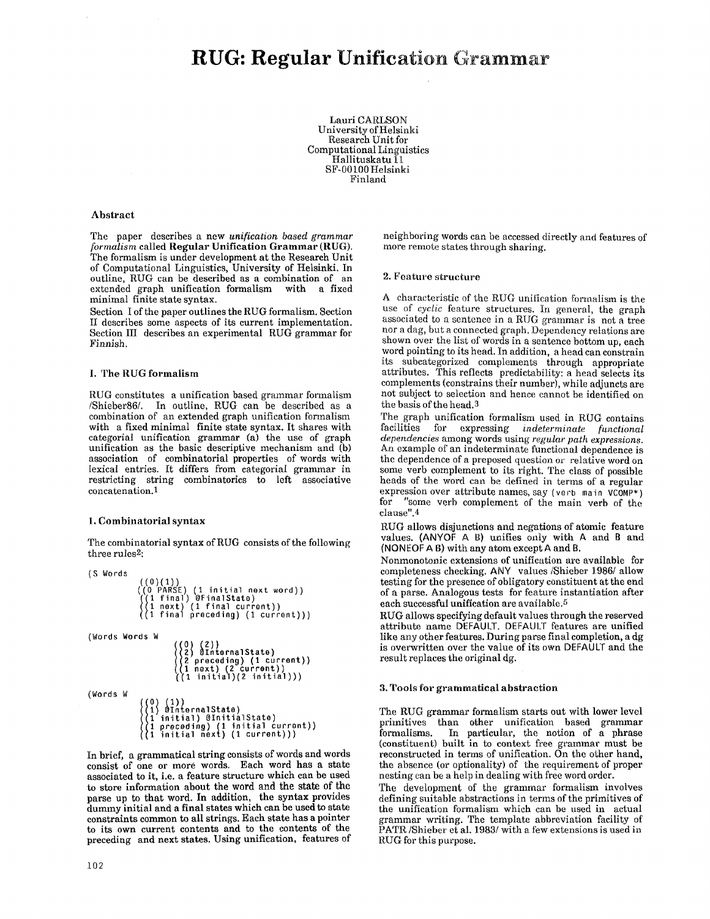# RUG: Regular Unification Grammar

Lauri CARLSON
University of Helsinki
Research Unit for
Computational Linguistics
Hallituskatu 11
SF-00100 Helsinki
Finland

## Abstract

The paper describes a new *unification based grammar formalism* called **Regular Unification Grammar (RUG)**. The formalism is under development at the Research Unit of Computational Linguistics, University of Helsinki. In outline, RUG can be described as a combination of an extended graph unification formalism with a fixed minimal finite state syntax.

Section I of the paper outlines the RUG formalism. Section II describes some aspects of its current implementation. Section III describes an experimental RUG grammar for Finnish.

## I. The RUG formalism

RUG constitutes a unification based grammar formalism /Shieber86/. In outline, RUG can be described as a combination of an extended graph unification formalism with a fixed minimal finite state syntax. It shares with categorial unification grammar (a) the use of graph unification as the basic descriptive mechanism and (b) association of combinatorial properties of words with lexical entries. It differs from categorial grammar in restricting string combinatorics to left associative concatenation.[1]

### 1. Combinatorial syntax

The combinatorial syntax of RUG consists of the following three rules[2]:

```
(S Words
        ((0)(1))
        ((0 PARSE) (1 initial next word))
        ((1 final) @FinalState)
        ((1 next) (1 final current))
        ((1 final preceding) (1 current)))

(Words Words W
                ((0) (2))
                ((2) @InternalState)
                ((2 preceding) (1 current))
                ((1 next) (2 current))
                ((1 initial)(2 initial)))

(Words W
        ((0) (1))
        ((1) @InternalState)
        ((1 initial) @InitialState)
        ((1 preceding) (1 initial current))
        ((1 initial next) (1 current)))
```

In brief, a grammatical string consists of words and words consist of one or more words. Each word has a state associated to it, i.e. a feature structure which can be used to store information about the word and the state of the parse up to that word. In addition, the syntax provides dummy initial and a final states which can be used to state constraints common to all strings. Each state has a pointer to its own current contents and to the contents of the preceding and next states. Using unification, features of neighboring words can be accessed directly and features of more remote states through sharing.

### 2. Feature structure

A characteristic of the RUG unification formalism is the use of *cyclic* feature structures. In general, the graph associated to a sentence in a RUG grammar is not a tree nor a dag, but a connected graph. Dependency relations are shown over the list of words in a sentence bottom up, each word pointing to its head. In addition, a head can constrain its subcategorized complements through appropriate attributes. This reflects predictability: a head selects its complements (constrains their number), while adjuncts are not subject to selection and hence cannot be identified on the basis of the head.[3]

The graph unification formalism used in RUG contains facilities for expressing *indeterminate functional dependencies* among words using *regular path expressions*. An example of an indeterminate functional dependence is the dependence of a preposed question or relative word on some verb complement to its right. The class of possible heads of the word can be defined in terms of a regular expression over attribute names, say `(verb main VCOMP*)` for "some verb complement of the main verb of the clause".[4]

RUG allows disjunctions and negations of atomic feature values. (ANYOF A B) unifies only with A and B and (NONEOF A B) with any atom except A and B.

Nonmonotonic extensions of unification are available for completeness checking. ANY values /Shieber 1986/ allow testing for the presence of obligatory constituent at the end of a parse. Analogous tests for feature instantiation after each successful unification are available.[5]

RUG allows specifying default values through the reserved attribute name DEFAULT. DEFAULT features are unified like any other features. During parse final completion, a dg is overwritten over the value of its own DEFAULT and the result replaces the original dg.

### 3. Tools for grammatical abstraction

The RUG grammar formalism starts out with lower level primitives than other unification based grammar formalisms. In particular, the notion of a phrase (constituent) built in to context free grammar must be reconstructed in terms of unification. On the other hand, the absence (or optionality) of the requirement of proper nesting can be a help in dealing with free word order.

The development of the grammar formalism involves defining suitable abstractions in terms of the primitives of the unification formalism which can be used in actual grammar writing. The template abbreviation facility of PATR /Shieber et al. 1983/ with a few extensions is used in RUG for this purpose.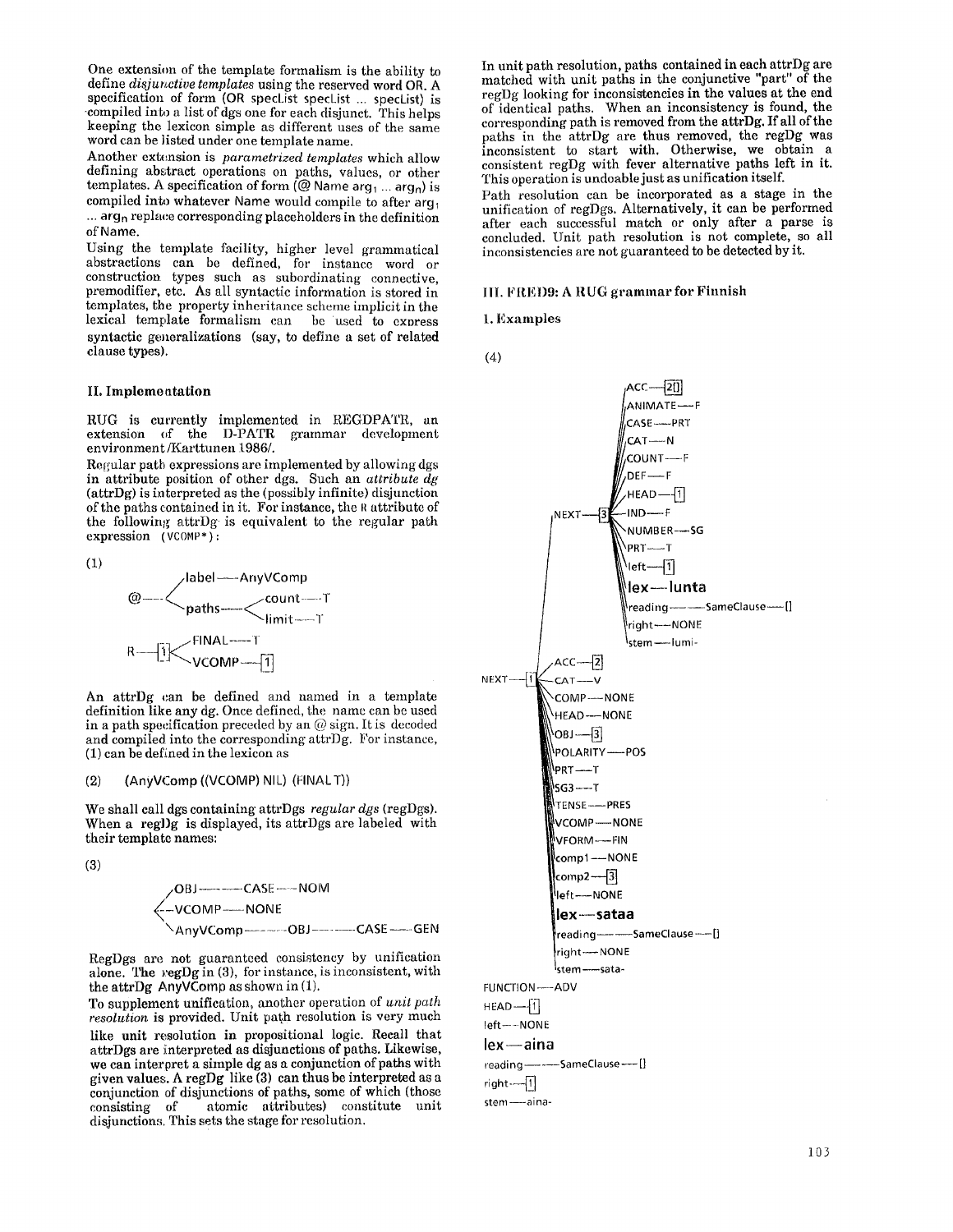One extension of the template formalism is the ability to define *disjunctive templates* using the reserved word OR. A specification of form (OR specList specList ... specList) is compiled into a list of dgs one for each disjunct. This helps keeping the lexicon simple as different uses of the same word can be listed under one template name.

Another extension is *parametrized templates* which allow defining abstract operations on paths, values, or other templates. A specification of form (@ Name $arg_1$ ... $arg_n$) is compiled into whatever Name would compile to after $arg_1$ ... $arg_n$ replace corresponding placeholders in the definition of Name.

Using the template facility, higher level grammatical abstractions can be defined, for instance word or construction types such as subordinating connective, premodifier, etc. As all syntactic information is stored in templates, the property inheritance scheme implicit in the lexical template formalism can be used to express syntactic generalizations (say, to define a set of related clause types).

## II. Implementation

RUG is currently implemented in REGDPATR, an extension of the D-PATR grammar development environment /Karttunen 1986/.

Regular path expressions are implemented by allowing dgs in attribute position of other dgs. Such an *attribute dg* (attrDg) is interpreted as the (possibly infinite) disjunction of the paths contained in it. For instance, the R attribute of the following attrDg is equivalent to the regular path expression (VCOMP*):

(1)

```
        label---AnyVComp
@---<           count---T
        paths--<
                 limit---T

         FINAL---T
R---[1]<
         VCOMP---[1]
```

An attrDg can be defined and named in a template definition like any dg. Once defined, the name can be used in a path specification preceded by an @ sign. It is decoded and compiled into the corresponding attrDg. For instance, (1) can be defined in the lexicon as

(2) (AnyVComp ((VCOMP) NIL) (FINAL T))

We shall call dgs containing attrDgs *regular dgs* (regDgs). When a regDg is displayed, its attrDgs are labeled with their template names:

(3)

```
 OBJ--------CASE---NOM
<--VCOMP---NONE
 AnyVComp--------OBJ--------CASE---GEN
```

RegDgs are not guaranteed consistency by unification alone. The regDg in (3), for instance, is inconsistent, with the attrDg AnyVComp as shown in (1).

To supplement unification, another operation of *unit path resolution* is provided. Unit path resolution is very much like unit resolution in propositional logic. Recall that attrDgs are interpreted as disjunctions of paths. Likewise, we can interpret a simple dg as a conjunction of paths with given values. A regDg like (3) can thus be interpreted as a conjunction of disjunctions of paths, some of which (those consisting of atomic attributes) constitute unit disjunctions. This sets the stage for resolution.

In unit path resolution, paths contained in each attrDg are matched with unit paths in the conjunctive "part" of the regDg looking for inconsistencies in the values at the end of identical paths. When an inconsistency is found, the corresponding path is removed from the attrDg. If all of the paths in the attrDg are thus removed, the regDg was inconsistent to start with. Otherwise, we obtain a consistent regDg with fever alternative paths left in it. This operation is undoable just as unification itself.

Path resolution can be incorporated as a stage in the unification of regDgs. Alternatively, it can be performed after each successful match or only after a parse is concluded. Unit path resolution is not complete, so all inconsistencies are not guaranteed to be detected by it.

## III. FRED9: A RUG grammar for Finnish

### 1. Examples

(4)

```
                 ACC---[2][]
                 ANIMATE---F
                 CASE---PRT
                 CAT---N
                 COUNT---F
                 DEF---F
                 HEAD---[1]
       NEXT---[3]IND---F
                 NUMBER---SG
                 PRT---T
                 left---[1]
                 lex---lunta
                 reading------SameClause---[]
                 right---NONE
                 stem---lumi-
          ACC---[2]
NEXT---[1]CAT---V
          COMP---NONE
          HEAD---NONE
          OBJ---[3]
          POLARITY---POS
          PRT---T
          SG3---T
          TENSE---PRES
          VCOMP---NONE
          VFORM---FIN
          comp1---NONE
          comp2---[3]
          left---NONE
          lex---sataa
          reading------SameClause---[]
          right---NONE
          stem---sata-
FUNCTION---ADV
HEAD---[1]
left---NONE
lex---aina
reading------SameClause---[]
right---[1]
stem---aina-
```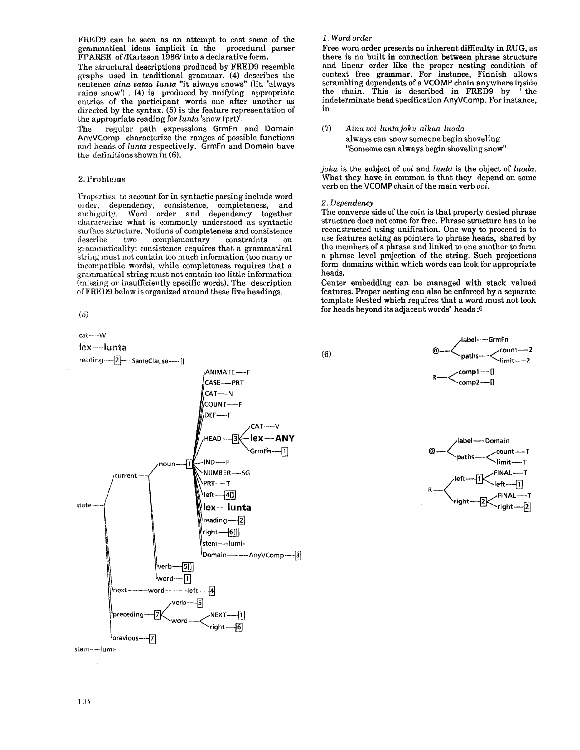FRED9 can be seen as an attempt to cast some of the grammatical ideas implicit in the procedural parser FPARSE of /Karlsson 1986/ into a declarative form.

The structural descriptions produced by FRED9 resemble graphs used in traditional grammar. (4) describes the sentence *aina sataa lunta* "it always snows" (lit. 'always rains snow') . (4) is produced by unifying appropriate entries of the participant words one after another as directed by the syntax. (5) is the feature representation of the appropriate reading for *lunta* 'snow (prt)'.

The regular path expressions GrmFn and Domain AnyVComp characterize the ranges of possible functions and heads of *lunta* respectively. GrmFn and Domain have the definitions shown in (6).

## 2. Problems

Properties to account for in syntactic parsing include word order, dependency, consistence, completeness, and ambiguity. Word order and dependency together characterize what is commonly understood as syntactic surface structure. Notions of completeness and consistence describe two complementary constraints on grammaticality: consistence requires that a grammatical string must not contain too much information (too many or incompatible words), while completeness requires that a grammatical string must not contain too little information (missing or insufficiently specific words). The description of FRED9 below is organized around these five headings.

(5)

```
cat---W
lex---lunta
reading---[2]---SameClause---[]
state---current---noun---[1]---ANIMATE---F
                                CASE---PRT
                                CAT---N
                                COUNT---F
                                DEF---F
                                HEAD---[3]---CAT---V
                                             lex---ANY
                                             GrmFn---[1]
                                IND---F
                                NUMBER---SG
                                PRT---T
                                left---[4][]
                                lex---lunta
                                reading---[2]
                                right---[6][]
                                stem---lumi-
                                Domain---AnyVComp---[3]
                  verb---[5][]
                  word---[1]
      next---word---left---[4]
      preceding---[7]---verb---[5]
                        word---NEXT---[1]
                               right---[6]
      previous---[7]
stem---lumi-
```

### 1. Word order

Free word order presents no inherent difficulty in RUG, as there is no built in connection between phrase structure and linear order like the proper nesting condition of context free grammar. For instance, Finnish allows scrambling dependents of a VCOMP chain anywhere inside the chain. This is described in FRED9 by the indeterminate head specification AnyVComp. For instance, in

(7) *Aina voi lunta joku alkaa luoda*
always can snow someone begin shoveling
"Someone can always begin shoveling snow"

*joku* is the subject of *voi* and *lunta* is the object of *luoda*. What they have in common is that they depend on some verb on the VCOMP chain of the main verb *voi*.

### 2. Dependency

The converse side of the coin is that properly nested phrase structure does not come for free. Phrase structure has to be reconstructed using unification. One way to proceed is to use features acting as pointers to phrase heads, shared by the members of a phrase and linked to one another to form a phrase level projection of the string. Such projections form domains within which words can look for appropriate heads.

Center embedding can be managed with stack valued features. Proper nesting can also be enforced by a separate template Nested which requires that a word must not look for heads beyond its adjacent words' heads :[6]

(6)

```
@---label---GrmFn
    paths---count---2
            limit---2
R---comp1---[]
    comp2---[]
```

```
@---label---Domain
    paths---count---T
            limit---T
R---left---[1]---FINAL---T
                 left---[1]
    right---[2]---FINAL---T
                  right---[2]
```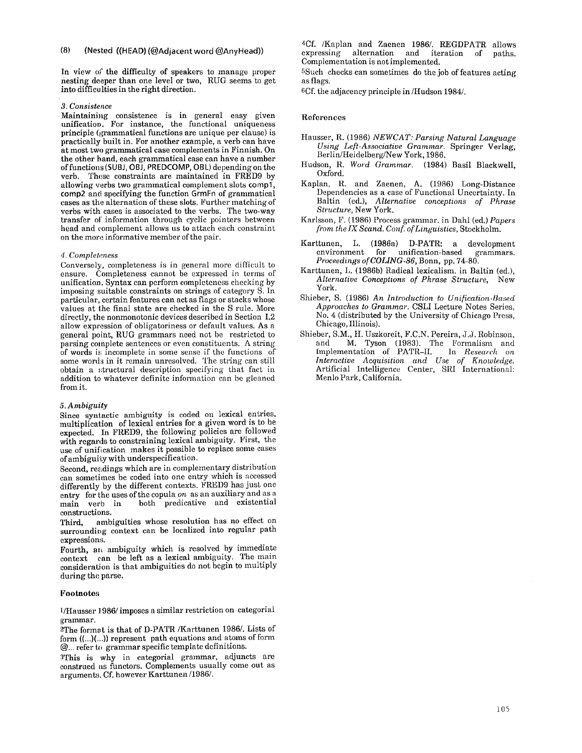(8) (Nested ((HEAD) (@Adjacent word @AnyHead))

In view of the difficulty of speakers to manage proper nesting deeper than one level or two, RUG seems to get into difficulties in the right direction.

*3. Consistence*

Maintaining consistence is in general easy given unification. For instance, the functional uniqueness principle (grammatical functions are unique per clause) is practically built in. For another example, a verb can have at most two grammatical case complements in Finnish. On the other hand, each grammatical case can have a number of functions (SUBJ, OBJ, PREDCOMP, OBL) depending on the verb. These constraints are maintained in FRED9 by allowing verbs two grammatical complement slots comp1, comp2 and specifying the function GrmFn of grammatical cases as the alternation of these slots. Further matching of verbs with cases is associated to the verbs. The two-way transfer of information through cyclic pointers between head and complement allows us to attach each constraint on the more informative member of the pair.

*4. Completeness*

Conversely, completeness is in general more difficult to ensure. Completeness cannot be expressed in terms of unification. Syntax can perform completeness checking by imposing suitable constraints on strings of category S. In particular, certain features can act as flags or stacks whose values at the final state are checked in the S rule. More directly, the nonmonotonic devices described in Section I.2 allow expression of obligatoriness or default values. As a general point, RUG grammars need not be restricted to parsing complete sentences or even constituents. A string of words is incomplete in some sense if the functions of some words in it remain unresolved. The string can still obtain a structural description specifying that fact in addition to whatever definite information can be gleaned from it.

*5. Ambiguity*

Since syntactic ambiguity is coded on lexical entries, multiplication of lexical entries for a given word is to be expected. In FRED9, the following policies are followed with regards to constraining lexical ambiguity. First, the use of unification makes it possible to replace some cases of ambiguity with underspecification.

Second, readings which are in complementary distribution can sometimes be coded into one entry which is accessed differently by the different contexts. FRED9 has just one entry for the uses of the copula *on* as an auxiliary and as a main verb in both predicative and existential constructions.

Third, ambiguities whose resolution has no effect on surrounding context can be localized into regular path expressions.

Fourth, an ambiguity which is resolved by immediate context can be left as a lexical ambiguity. The main consideration is that ambiguities do not begin to multiply during the parse.

## Footnotes

[1]/Hausser 1986/ imposes a similar restriction on categorial grammar.

[2]The format is that of D-PATR /Karttunen 1986/. Lists of form ((...)(...)) represent path equations and atoms of form @... refer to grammar specific template definitions.

[3]This is why in categorial grammar, adjuncts are construed as functors. Complements usually come out as arguments. Cf. however Karttunen /1986/.

[4]Cf. /Kaplan and Zaenen 1986/. REGDPATR allows expressing alternation and iteration of paths. Complementation is not implemented.

[5]Such checks can sometimes do the job of features acting as flags.

[6]Cf. the adjacency principle in /Hudson 1984/.

## References

Hausser, R. (1986) *NEWCAT: Parsing Natural Language Using Left-Associative Grammar.* Springer Verlag, Berlin/Heidelberg/New York, 1986.

Hudson, R. *Word Grammar.* (1984) Basil Blackwell, Oxford.

Kaplan, R. and Zaenen, A. (1986) Long-Distance Dependencies as a case of Functional Uncertainty. In Baltin (ed.), *Alternative conceptions of Phrase Structure,* New York.

Karlsson, F. (1986) Process grammar. in Dahl (ed.) *Papers from the IX Scand. Conf. of Linguistics,* Stockholm.

Karttunen, L. (1986a) D-PATR: a development environment for unification-based grammars. *Proceedings of COLING-86,* Bonn, pp. 74-80.

Karttunen, L. (1986b) Radical lexicalism. in Baltin (ed.), *Alternative Conceptions of Phrase Structure,* New York.

Shieber, S. (1986) *An Introduction to Unification-Based Approaches to Grammar.* CSLI Lecture Notes Series, No. 4 (distributed by the University of Chicago Press, Chicago, Illinois).

Shieber, S.M., H. Uszkoreit, F.C.N. Pereira, J.J. Robinson, and M. Tyson (1983). The Formalism and Implementation of PATR-II. In *Research on Interactive Acquisition and Use of Knowledge.* Artificial Intelligence Center, SRI International: Menlo Park, California.